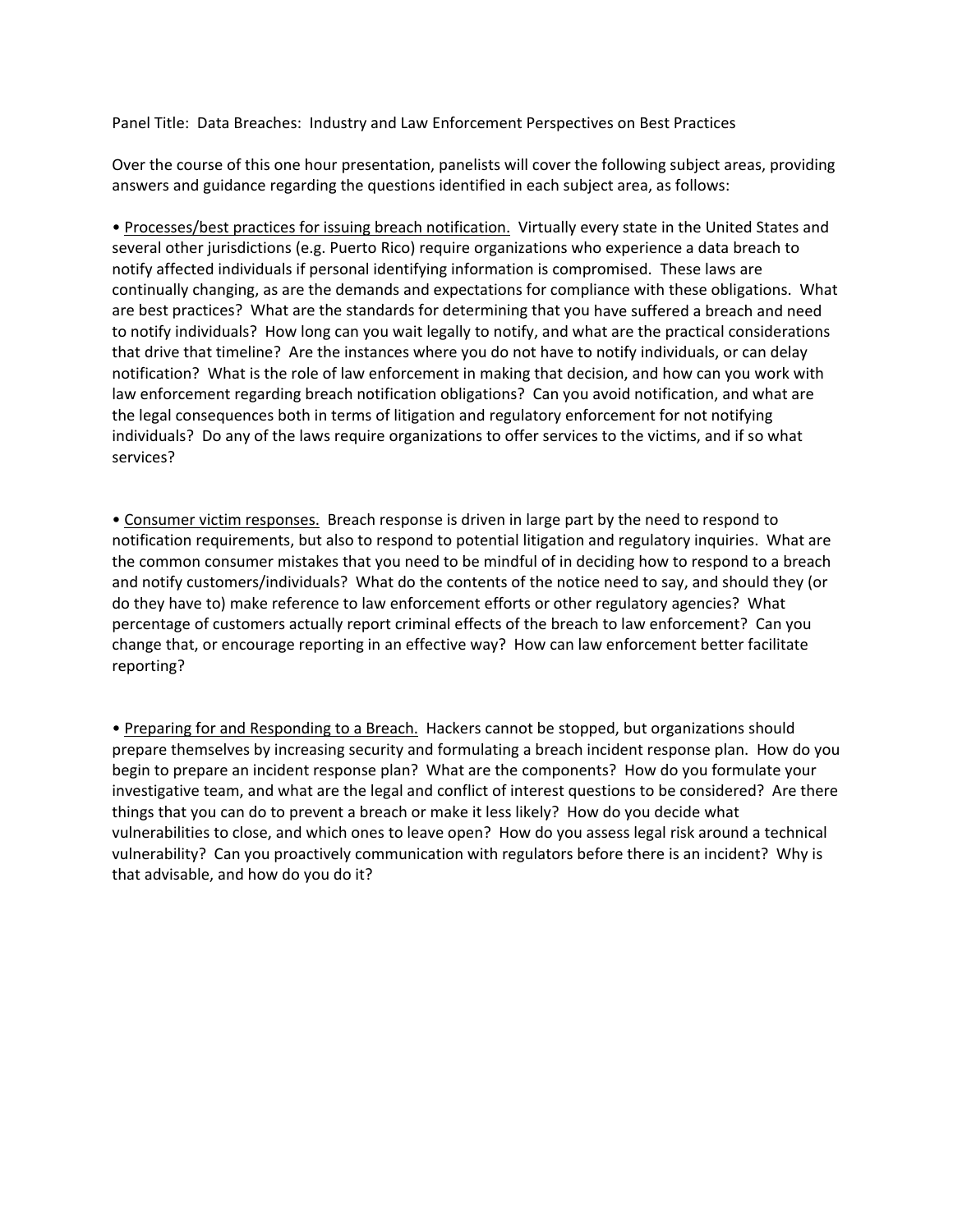Panel Title: Data Breaches: Industry and Law Enforcement Perspectives on Best Practices

Over the course of this one hour presentation, panelists will cover the following subject areas, providing answers and guidance regarding the questions identified in each subject area, as follows:

- Processes/best practices for issuing breach notification. Virtually every state in the United States and several other jurisdictions (e.g. Puerto Rico) require organizations who experience a data breach to notify affected individuals if personal identifying information is compromised. These laws are continually changing, as are the demands and expectations for compliance with these obligations. What are best practices? What are the standards for determining that you have suffered a breach and need to notify individuals? How long can you wait legally to notify, and what are the practical considerations that drive that timeline? Are the instances where you do not have to notify individuals, or can delay notification? What is the role of law enforcement in making that decision, and how can you work with law enforcement regarding breach notification obligations? Can you avoid notification, and what are the legal consequences both in terms of litigation and regulatory enforcement for not notifying individuals? Do any of the laws require organizations to offer services to the victims, and if so what services?

- Consumer victim responses. Breach response is driven in large part by the need to respond to notification requirements, but also to respond to potential litigation and regulatory inquiries. What are the common consumer mistakes that you need to be mindful of in deciding how to respond to a breach and notify customers/individuals? What do the contents of the notice need to say, and should they (or do they have to) make reference to law enforcement efforts or other regulatory agencies? What percentage of customers actually report criminal effects of the breach to law enforcement? Can you change that, or encourage reporting in an effective way? How can law enforcement better facilitate reporting?

- Preparing for and Responding to a Breach. Hackers cannot be stopped, but organizations should prepare themselves by increasing security and formulating a breach incident response plan. How do you begin to prepare an incident response plan? What are the components? How do you formulate your investigative team, and what are the legal and conflict of interest questions to be considered? Are there things that you can do to prevent a breach or make it less likely? How do you decide what vulnerabilities to close, and which ones to leave open? How do you assess legal risk around a technical vulnerability? Can you proactively communication with regulators before there is an incident? Why is that advisable, and how do you do it?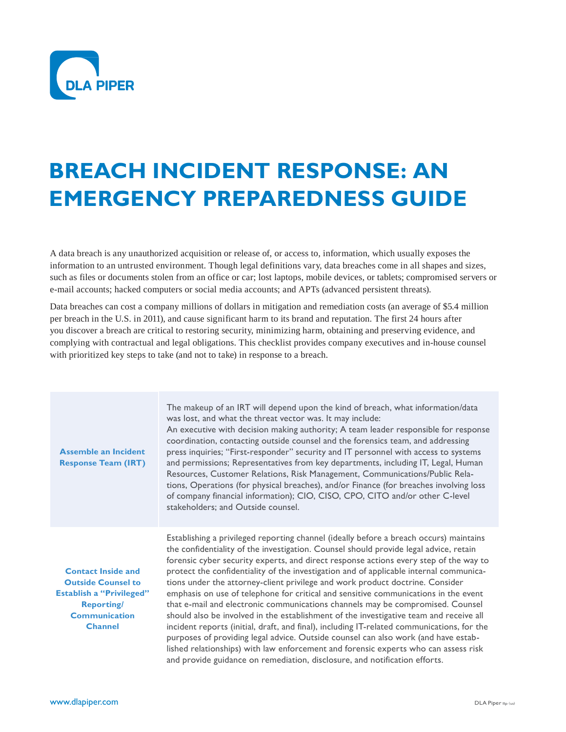# BREACH INCIDENT RESPONSE: AN EMERGENCY PREPAREDNESS GUIDE

A data breach is any unauthorized acquisition or release of, or access to, information, which usually exposes the information to an untrusted environment. Though legal definitions vary, data breaches come in all shapes and sizes, such as files or documents stolen from an office or car; lost laptops, mobile devices, or tablets; compromised servers or e-mail accounts; hacked computers or social media accounts; and APTs (advanced persistent threats).

Data breaches can cost a company millions of dollars in mitigation and remediation costs (an average of $5.4 million per breach in the U.S. in 2011), and cause significant harm to its brand and reputation. The first 24 hours after you discover a breach are critical to restoring security, minimizing harm, obtaining and preserving evidence, and complying with contractual and legal obligations. This checklist provides company executives and in-house counsel with prioritized key steps to take (and not to take) in response to a breach.

| | |
|---|---|
| **Assemble an Incident Response Team (IRT)** | The makeup of an IRT will depend upon the kind of breach, what information/data was lost, and what the threat vector was. It may include: An executive with decision making authority; A team leader responsible for response coordination, contacting outside counsel and the forensics team, and addressing press inquiries; "First-responder" security and IT personnel with access to systems and permissions; Representatives from key departments, including IT, Legal, Human Resources, Customer Relations, Risk Management, Communications/Public Relations, Operations (for physical breaches), and/or Finance (for breaches involving loss of company financial information); CIO, CISO, CPO, CITO and/or other C-level stakeholders; and Outside counsel. |
| **Contact Inside and Outside Counsel to Establish a "Privileged" Reporting/ Communication Channel** | Establishing a privileged reporting channel (ideally before a breach occurs) maintains the confidentiality of the investigation. Counsel should provide legal advice, retain forensic cyber security experts, and direct response actions every step of the way to protect the confidentiality of the investigation and of applicable internal communications under the attorney-client privilege and work product doctrine. Consider emphasis on use of telephone for critical and sensitive communications in the event that e-mail and electronic communications channels may be compromised. Counsel should also be involved in the establishment of the investigative team and receive all incident reports (initial, draft, and final), including IT-related communications, for the purposes of providing legal advice. Outside counsel can also work (and have established relationships) with law enforcement and forensic experts who can assess risk and provide guidance on remediation, disclosure, and notification efforts. |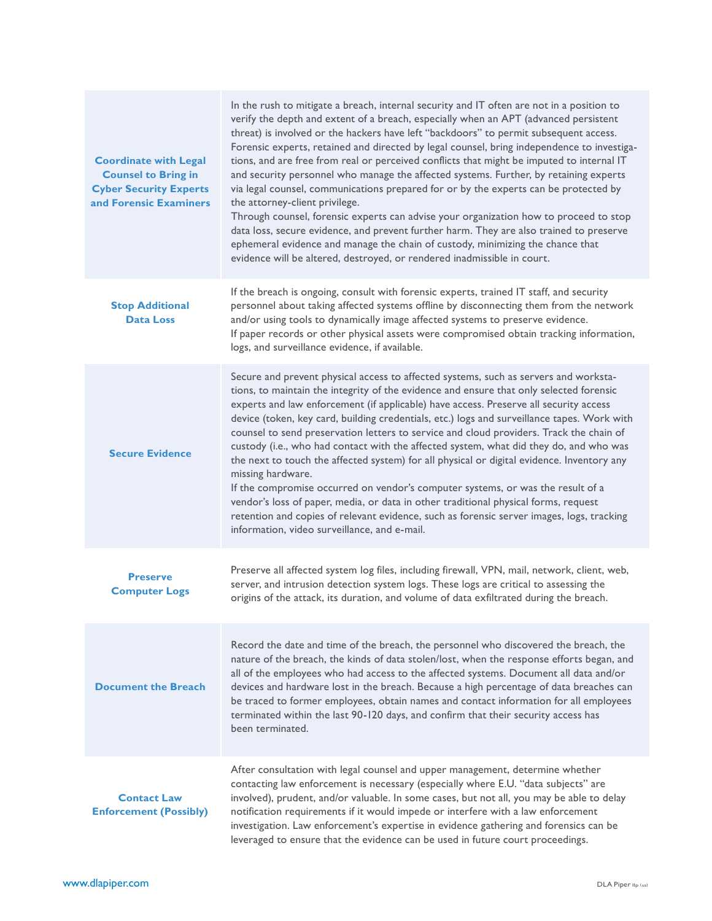| | |
|---|---|
| **Coordinate with Legal Counsel to Bring in Cyber Security Experts and Forensic Examiners** | In the rush to mitigate a breach, internal security and IT often are not in a position to verify the depth and extent of a breach, especially when an APT (advanced persistent threat) is involved or the hackers have left "backdoors" to permit subsequent access. Forensic experts, retained and directed by legal counsel, bring independence to investigations, and are free from real or perceived conflicts that might be imputed to internal IT and security personnel who manage the affected systems. Further, by retaining experts via legal counsel, communications prepared for or by the experts can be protected by the attorney-client privilege.<br>Through counsel, forensic experts can advise your organization how to proceed to stop data loss, secure evidence, and prevent further harm. They are also trained to preserve ephemeral evidence and manage the chain of custody, minimizing the chance that evidence will be altered, destroyed, or rendered inadmissible in court. |
| **Stop Additional Data Loss** | If the breach is ongoing, consult with forensic experts, trained IT staff, and security personnel about taking affected systems offline by disconnecting them from the network and/or using tools to dynamically image affected systems to preserve evidence.<br>If paper records or other physical assets were compromised obtain tracking information, logs, and surveillance evidence, if available. |
| **Secure Evidence** | Secure and prevent physical access to affected systems, such as servers and workstations, to maintain the integrity of the evidence and ensure that only selected forensic experts and law enforcement (if applicable) have access. Preserve all security access device (token, key card, building credentials, etc.) logs and surveillance tapes. Work with counsel to send preservation letters to service and cloud providers. Track the chain of custody (i.e., who had contact with the affected system, what did they do, and who was the next to touch the affected system) for all physical or digital evidence. Inventory any missing hardware.<br>If the compromise occurred on vendor's computer systems, or was the result of a vendor's loss of paper, media, or data in other traditional physical forms, request retention and copies of relevant evidence, such as forensic server images, logs, tracking information, video surveillance, and e-mail. |
| **Preserve Computer Logs** | Preserve all affected system log files, including firewall, VPN, mail, network, client, web, server, and intrusion detection system logs. These logs are critical to assessing the origins of the attack, its duration, and volume of data exfiltrated during the breach. |
| **Document the Breach** | Record the date and time of the breach, the personnel who discovered the breach, the nature of the breach, the kinds of data stolen/lost, when the response efforts began, and all of the employees who had access to the affected systems. Document all data and/or devices and hardware lost in the breach. Because a high percentage of data breaches can be traced to former employees, obtain names and contact information for all employees terminated within the last 90-120 days, and confirm that their security access has been terminated. |
| **Contact Law Enforcement (Possibly)** | After consultation with legal counsel and upper management, determine whether contacting law enforcement is necessary (especially where E.U. "data subjects" are involved), prudent, and/or valuable. In some cases, but not all, you may be able to delay notification requirements if it would impede or interfere with a law enforcement investigation. Law enforcement's expertise in evidence gathering and forensics can be leveraged to ensure that the evidence can be used in future court proceedings. |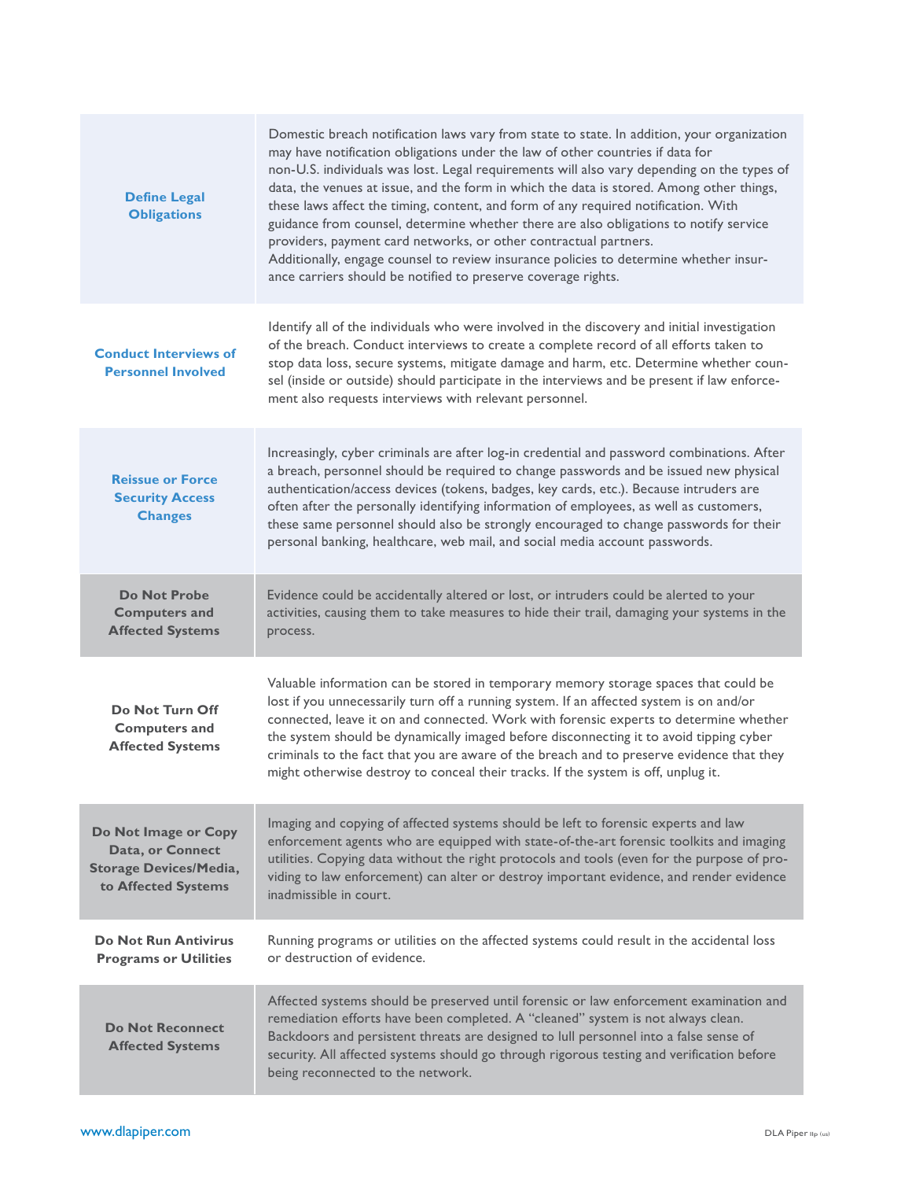| | |
|---|---|
| **Define Legal Obligations** | Domestic breach notification laws vary from state to state. In addition, your organization may have notification obligations under the law of other countries if data for non-U.S. individuals was lost. Legal requirements will also vary depending on the types of data, the venues at issue, and the form in which the data is stored. Among other things, these laws affect the timing, content, and form of any required notification. With guidance from counsel, determine whether there are also obligations to notify service providers, payment card networks, or other contractual partners. Additionally, engage counsel to review insurance policies to determine whether insurance carriers should be notified to preserve coverage rights. |
| **Conduct Interviews of Personnel Involved** | Identify all of the individuals who were involved in the discovery and initial investigation of the breach. Conduct interviews to create a complete record of all efforts taken to stop data loss, secure systems, mitigate damage and harm, etc. Determine whether counsel (inside or outside) should participate in the interviews and be present if law enforcement also requests interviews with relevant personnel. |
| **Reissue or Force Security Access Changes** | Increasingly, cyber criminals are after log-in credential and password combinations. After a breach, personnel should be required to change passwords and be issued new physical authentication/access devices (tokens, badges, key cards, etc.). Because intruders are often after the personally identifying information of employees, as well as customers, these same personnel should also be strongly encouraged to change passwords for their personal banking, healthcare, web mail, and social media account passwords. |
| **Do Not Probe Computers and Affected Systems** | Evidence could be accidentally altered or lost, or intruders could be alerted to your activities, causing them to take measures to hide their trail, damaging your systems in the process. |
| **Do Not Turn Off Computers and Affected Systems** | Valuable information can be stored in temporary memory storage spaces that could be lost if you unnecessarily turn off a running system. If an affected system is on and/or connected, leave it on and connected. Work with forensic experts to determine whether the system should be dynamically imaged before disconnecting it to avoid tipping cyber criminals to the fact that you are aware of the breach and to preserve evidence that they might otherwise destroy to conceal their tracks. If the system is off, unplug it. |
| **Do Not Image or Copy Data, or Connect Storage Devices/Media, to Affected Systems** | Imaging and copying of affected systems should be left to forensic experts and law enforcement agents who are equipped with state-of-the-art forensic toolkits and imaging utilities. Copying data without the right protocols and tools (even for the purpose of providing to law enforcement) can alter or destroy important evidence, and render evidence inadmissible in court. |
| **Do Not Run Antivirus Programs or Utilities** | Running programs or utilities on the affected systems could result in the accidental loss or destruction of evidence. |
| **Do Not Reconnect Affected Systems** | Affected systems should be preserved until forensic or law enforcement examination and remediation efforts have been completed. A "cleaned" system is not always clean. Backdoors and persistent threats are designed to lull personnel into a false sense of security. All affected systems should go through rigorous testing and verification before being reconnected to the network. |

www.dlapiper.com

DLA Piper llp (us)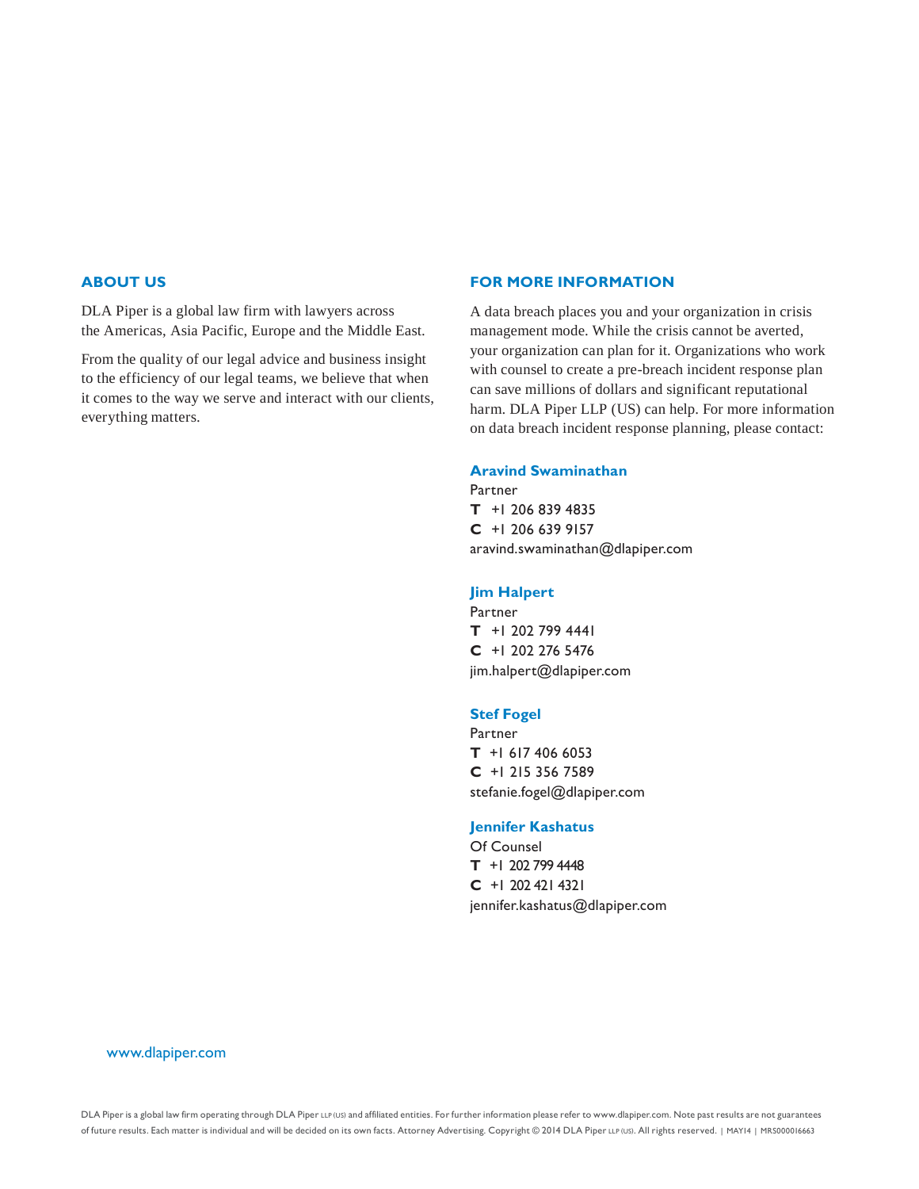## ABOUT US

DLA Piper is a global law firm with lawyers across the Americas, Asia Pacific, Europe and the Middle East.

From the quality of our legal advice and business insight to the efficiency of our legal teams, we believe that when it comes to the way we serve and interact with our clients, everything matters.

## FOR MORE INFORMATION

A data breach places you and your organization in crisis management mode. While the crisis cannot be averted, your organization can plan for it. Organizations who work with counsel to create a pre-breach incident response plan can save millions of dollars and significant reputational harm. DLA Piper LLP (US) can help. For more information on data breach incident response planning, please contact:

**Aravind Swaminathan**
Partner
**T** +1 206 839 4835
**C** +1 206 639 9157
aravind.swaminathan@dlapiper.com

**Jim Halpert**
Partner
**T** +1 202 799 4441
**C** +1 202 276 5476
jim.halpert@dlapiper.com

**Stef Fogel**
Partner
**T** +1 617 406 6053
**C** +1 215 356 7589
stefanie.fogel@dlapiper.com

**Jennifer Kashatus**
Of Counsel
**T** +1 202 799 4448
**C** +1 202 421 4321
jennifer.kashatus@dlapiper.com

www.dlapiper.com

DLA Piper is a global law firm operating through DLA Piper LLP (US) and affiliated entities. For further information please refer to www.dlapiper.com. Note past results are not guarantees of future results. Each matter is individual and will be decided on its own facts. Attorney Advertising. Copyright © 2014 DLA Piper LLP (US). All rights reserved. | MAY14 | MRS000016663